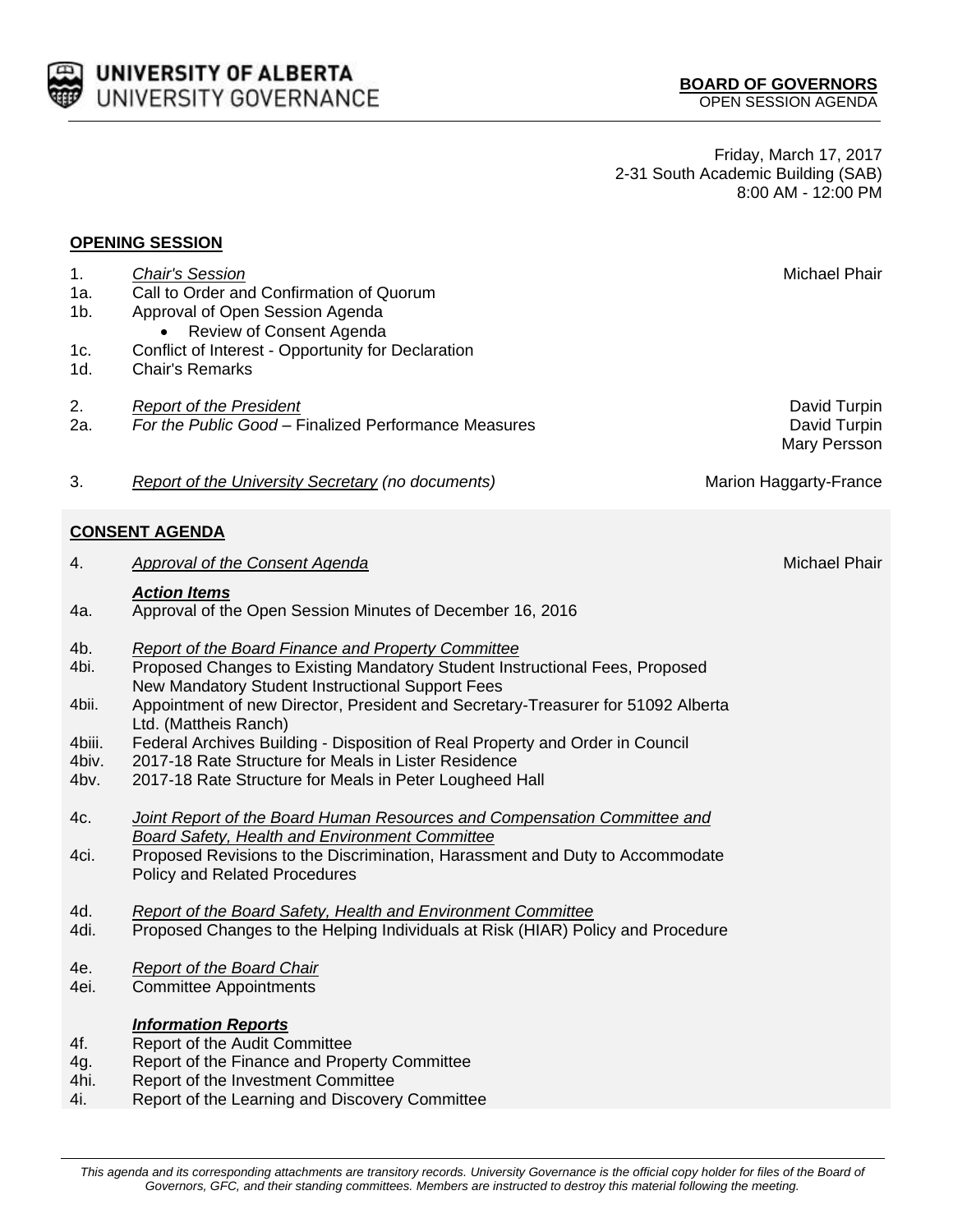**UNIVERSITY OF ALBERTA**
UNIVERSITY GOVERNANCE

**BOARD OF GOVERNORS**
OPEN SESSION AGENDA

Friday, March 17, 2017
2-31 South Academic Building (SAB)
8:00 AM - 12:00 PM

## OPENING SESSION

| | | |
|---|---|---|
| 1. | *Chair's Session* | Michael Phair |
| 1a. | Call to Order and Confirmation of Quorum | |
| 1b. | Approval of Open Session Agenda<br>• Review of Consent Agenda | |
| 1c. | Conflict of Interest - Opportunity for Declaration | |
| 1d. | Chair's Remarks | |
| 2. | *Report of the President* | David Turpin |
| 2a. | *For the Public Good* – Finalized Performance Measures | David Turpin<br>Mary Persson |
| 3. | *Report of the University Secretary (no documents)* | Marion Haggarty-France |

## CONSENT AGENDA

| | | |
|---|---|---|
| 4. | *Approval of the Consent Agenda* | Michael Phair |
| | ***Action Items*** | |
| 4a. | Approval of the Open Session Minutes of December 16, 2016 | |
| 4b. | *Report of the Board Finance and Property Committee* | |
| 4bi. | Proposed Changes to Existing Mandatory Student Instructional Fees, Proposed New Mandatory Student Instructional Support Fees | |
| 4bii. | Appointment of new Director, President and Secretary-Treasurer for 51092 Alberta Ltd. (Mattheis Ranch) | |
| 4biii. | Federal Archives Building - Disposition of Real Property and Order in Council | |
| 4biv. | 2017-18 Rate Structure for Meals in Lister Residence | |
| 4bv. | 2017-18 Rate Structure for Meals in Peter Lougheed Hall | |
| 4c. | *Joint Report of the Board Human Resources and Compensation Committee and Board Safety, Health and Environment Committee* | |
| 4ci. | Proposed Revisions to the Discrimination, Harassment and Duty to Accommodate Policy and Related Procedures | |
| 4d. | *Report of the Board Safety, Health and Environment Committee* | |
| 4di. | Proposed Changes to the Helping Individuals at Risk (HIAR) Policy and Procedure | |
| 4e. | *Report of the Board Chair* | |
| 4ei. | Committee Appointments | |
| | ***Information Reports*** | |
| 4f. | Report of the Audit Committee | |
| 4g. | Report of the Finance and Property Committee | |
| 4hi. | Report of the Investment Committee | |
| 4i. | Report of the Learning and Discovery Committee | |

*This agenda and its corresponding attachments are transitory records. University Governance is the official copy holder for files of the Board of Governors, GFC, and their standing committees. Members are instructed to destroy this material following the meeting.*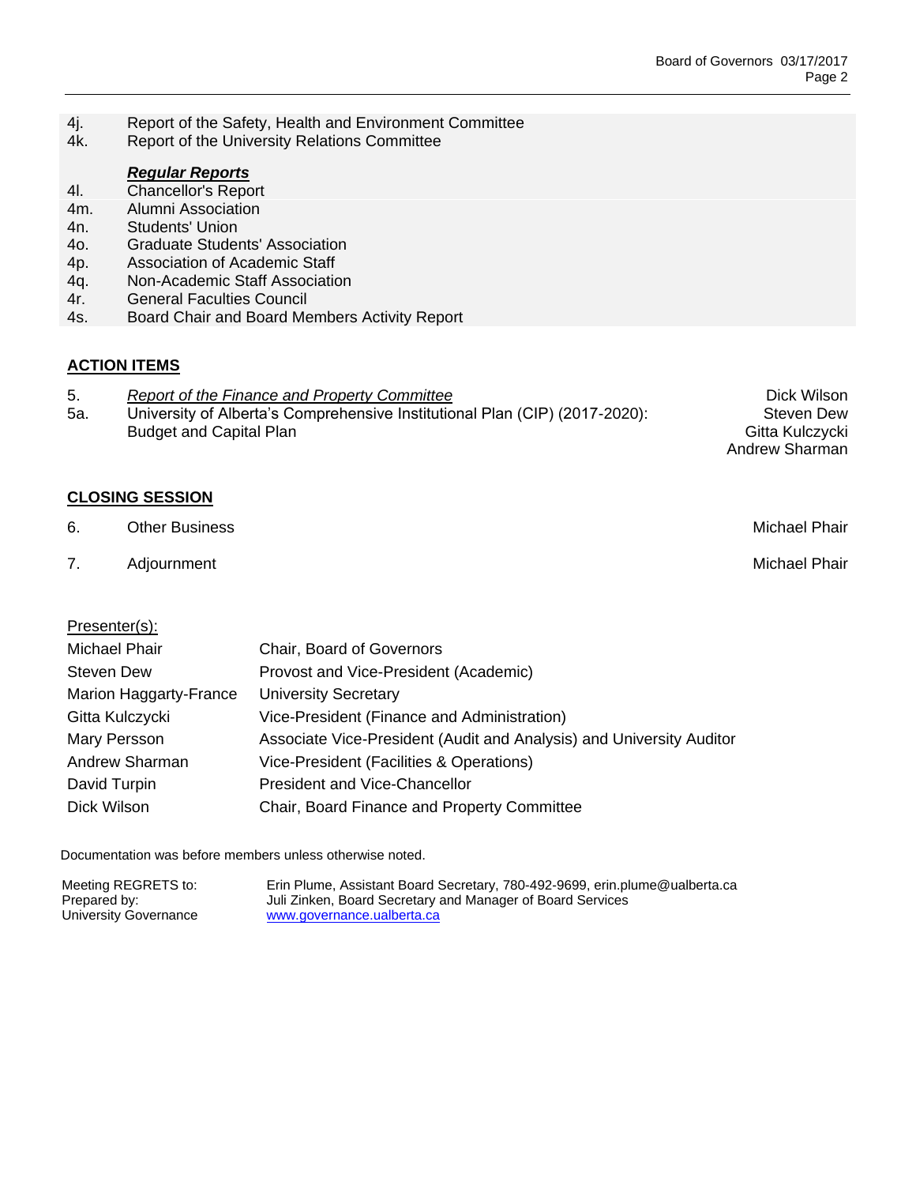4j. Report of the Safety, Health and Environment Committee
4k. Report of the University Relations Committee

***Regular Reports***

4l. Chancellor's Report
4m. Alumni Association
4n. Students' Union
4o. Graduate Students' Association
4p. Association of Academic Staff
4q. Non-Academic Staff Association
4r. General Faculties Council
4s. Board Chair and Board Members Activity Report

## ACTION ITEMS

| | | |
|---|---|---|
| 5. | *Report of the Finance and Property Committee* | Dick Wilson |
| 5a. | University of Alberta's Comprehensive Institutional Plan (CIP) (2017-2020): Budget and Capital Plan | Steven Dew<br>Gitta Kulczycki<br>Andrew Sharman |

## CLOSING SESSION

| | | |
|---|---|---|
| 6. | Other Business | Michael Phair |
| 7. | Adjournment | Michael Phair |

Presenter(s):

| | |
|---|---|
| Michael Phair | Chair, Board of Governors |
| Steven Dew | Provost and Vice-President (Academic) |
| Marion Haggarty-France | University Secretary |
| Gitta Kulczycki | Vice-President (Finance and Administration) |
| Mary Persson | Associate Vice-President (Audit and Analysis) and University Auditor |
| Andrew Sharman | Vice-President (Facilities & Operations) |
| David Turpin | President and Vice-Chancellor |
| Dick Wilson | Chair, Board Finance and Property Committee |

Documentation was before members unless otherwise noted.

| | |
|---|---|
| Meeting REGRETS to: | Erin Plume, Assistant Board Secretary, 780-492-9699, erin.plume@ualberta.ca |
| Prepared by: | Juli Zinken, Board Secretary and Manager of Board Services |
| University Governance | www.governance.ualberta.ca |